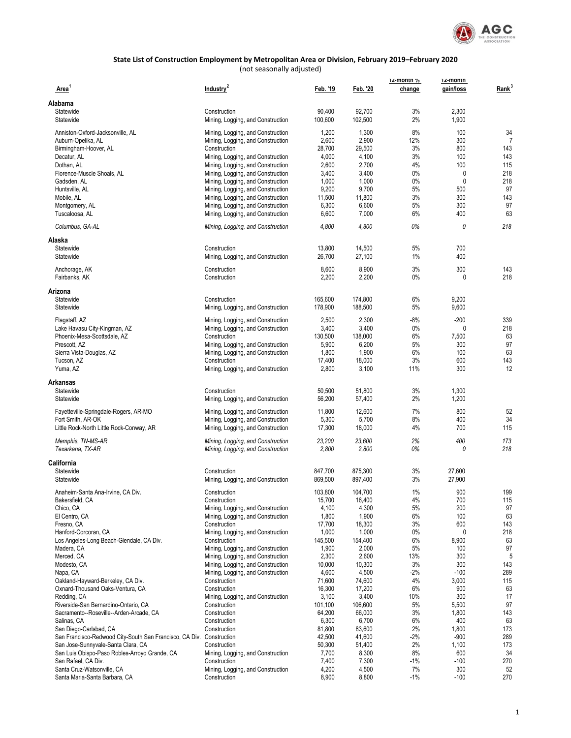**State List of Construction Employment by Metropolitan Area or Division, February 2019–February 2020**
(not seasonally adjusted)

| Area[1] | Industry[2] | Feb. '19 | Feb. '20 | 12-month % change | 12-month gain/loss | Rank[3] |
|---|---|---|---|---|---|---|
| **Alabama** | | | | | | |
| Statewide | Construction | 90,400 | 92,700 | 3% | 2,300 | |
| Statewide | Mining, Logging, and Construction | 100,600 | 102,500 | 2% | 1,900 | |
| Anniston-Oxford-Jacksonville, AL | Mining, Logging, and Construction | 1,200 | 1,300 | 8% | 100 | 34 |
| Auburn-Opelika, AL | Mining, Logging, and Construction | 2,600 | 2,900 | 12% | 300 | 7 |
| Birmingham-Hoover, AL | Construction | 28,700 | 29,500 | 3% | 800 | 143 |
| Decatur, AL | Mining, Logging, and Construction | 4,000 | 4,100 | 3% | 100 | 143 |
| Dothan, AL | Mining, Logging, and Construction | 2,600 | 2,700 | 4% | 100 | 115 |
| Florence-Muscle Shoals, AL | Mining, Logging, and Construction | 3,400 | 3,400 | 0% | 0 | 218 |
| Gadsden, AL | Mining, Logging, and Construction | 1,000 | 1,000 | 0% | 0 | 218 |
| Huntsville, AL | Mining, Logging, and Construction | 9,200 | 9,700 | 5% | 500 | 97 |
| Mobile, AL | Mining, Logging, and Construction | 11,500 | 11,800 | 3% | 300 | 143 |
| Montgomery, AL | Mining, Logging, and Construction | 6,300 | 6,600 | 5% | 300 | 97 |
| Tuscaloosa, AL | Mining, Logging, and Construction | 6,600 | 7,000 | 6% | 400 | 63 |
| *Columbus, GA-AL* | *Mining, Logging, and Construction* | *4,800* | *4,800* | *0%* | *0* | *218* |
| **Alaska** | | | | | | |
| Statewide | Construction | 13,800 | 14,500 | 5% | 700 | |
| Statewide | Mining, Logging, and Construction | 26,700 | 27,100 | 1% | 400 | |
| Anchorage, AK | Construction | 8,600 | 8,900 | 3% | 300 | 143 |
| Fairbanks, AK | Construction | 2,200 | 2,200 | 0% | 0 | 218 |
| **Arizona** | | | | | | |
| Statewide | Construction | 165,600 | 174,800 | 6% | 9,200 | |
| Statewide | Mining, Logging, and Construction | 178,900 | 188,500 | 5% | 9,600 | |
| Flagstaff, AZ | Mining, Logging, and Construction | 2,500 | 2,300 | -8% | -200 | 339 |
| Lake Havasu City-Kingman, AZ | Mining, Logging, and Construction | 3,400 | 3,400 | 0% | 0 | 218 |
| Phoenix-Mesa-Scottsdale, AZ | Construction | 130,500 | 138,000 | 6% | 7,500 | 63 |
| Prescott, AZ | Mining, Logging, and Construction | 5,900 | 6,200 | 5% | 300 | 97 |
| Sierra Vista-Douglas, AZ | Mining, Logging, and Construction | 1,800 | 1,900 | 6% | 100 | 63 |
| Tucson, AZ | Construction | 17,400 | 18,000 | 3% | 600 | 143 |
| Yuma, AZ | Mining, Logging, and Construction | 2,800 | 3,100 | 11% | 300 | 12 |
| **Arkansas** | | | | | | |
| Statewide | Construction | 50,500 | 51,800 | 3% | 1,300 | |
| Statewide | Mining, Logging, and Construction | 56,200 | 57,400 | 2% | 1,200 | |
| Fayetteville-Springdale-Rogers, AR-MO | Mining, Logging, and Construction | 11,800 | 12,600 | 7% | 800 | 52 |
| Fort Smith, AR-OK | Mining, Logging, and Construction | 5,300 | 5,700 | 8% | 400 | 34 |
| Little Rock-North Little Rock-Conway, AR | Mining, Logging, and Construction | 17,300 | 18,000 | 4% | 700 | 115 |
| *Memphis, TN-MS-AR* | *Mining, Logging, and Construction* | *23,200* | *23,600* | *2%* | *400* | *173* |
| *Texarkana, TX-AR* | *Mining, Logging, and Construction* | *2,800* | *2,800* | *0%* | *0* | *218* |
| **California** | | | | | | |
| Statewide | Construction | 847,700 | 875,300 | 3% | 27,600 | |
| Statewide | Mining, Logging, and Construction | 869,500 | 897,400 | 3% | 27,900 | |
| Anaheim-Santa Ana-Irvine, CA Div. | Construction | 103,800 | 104,700 | 1% | 900 | 199 |
| Bakersfield, CA | Construction | 15,700 | 16,400 | 4% | 700 | 115 |
| Chico, CA | Mining, Logging, and Construction | 4,100 | 4,300 | 5% | 200 | 97 |
| El Centro, CA | Mining, Logging, and Construction | 1,800 | 1,900 | 6% | 100 | 63 |
| Fresno, CA | Construction | 17,700 | 18,300 | 3% | 600 | 143 |
| Hanford-Corcoran, CA | Mining, Logging, and Construction | 1,000 | 1,000 | 0% | 0 | 218 |
| Los Angeles-Long Beach-Glendale, CA Div. | Construction | 145,500 | 154,400 | 6% | 8,900 | 63 |
| Madera, CA | Mining, Logging, and Construction | 1,900 | 2,000 | 5% | 100 | 97 |
| Merced, CA | Mining, Logging, and Construction | 2,300 | 2,600 | 13% | 300 | 5 |
| Modesto, CA | Mining, Logging, and Construction | 10,000 | 10,300 | 3% | 300 | 143 |
| Napa, CA | Mining, Logging, and Construction | 4,600 | 4,500 | -2% | -100 | 289 |
| Oakland-Hayward-Berkeley, CA Div. | Construction | 71,600 | 74,600 | 4% | 3,000 | 115 |
| Oxnard-Thousand Oaks-Ventura, CA | Construction | 16,300 | 17,200 | 6% | 900 | 63 |
| Redding, CA | Mining, Logging, and Construction | 3,100 | 3,400 | 10% | 300 | 17 |
| Riverside-San Bernardino-Ontario, CA | Construction | 101,100 | 106,600 | 5% | 5,500 | 97 |
| Sacramento--Roseville--Arden-Arcade, CA | Construction | 64,200 | 66,000 | 3% | 1,800 | 143 |
| Salinas, CA | Construction | 6,300 | 6,700 | 6% | 400 | 63 |
| San Diego-Carlsbad, CA | Construction | 81,800 | 83,600 | 2% | 1,800 | 173 |
| San Francisco-Redwood City-South San Francisco, CA Div. | Construction | 42,500 | 41,600 | -2% | -900 | 289 |
| San Jose-Sunnyvale-Santa Clara, CA | Construction | 50,300 | 51,400 | 2% | 1,100 | 173 |
| San Luis Obispo-Paso Robles-Arroyo Grande, CA | Mining, Logging, and Construction | 7,700 | 8,300 | 8% | 600 | 34 |
| San Rafael, CA Div. | Construction | 7,400 | 7,300 | -1% | -100 | 270 |
| Santa Cruz-Watsonville, CA | Mining, Logging, and Construction | 4,200 | 4,500 | 7% | 300 | 52 |
| Santa Maria-Santa Barbara, CA | Construction | 8,900 | 8,800 | -1% | -100 | 270 |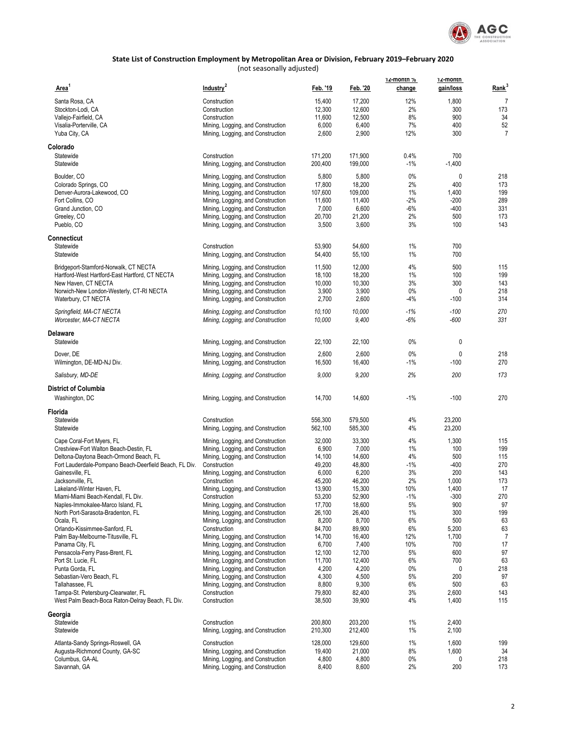## State List of Construction Employment by Metropolitan Area or Division, February 2019–February 2020

(not seasonally adjusted)

| Area[1] | Industry[2] | Feb. '19 | Feb. '20 | 12-month % change | 12-month gain/loss | Rank[3] |
|---|---|---|---|---|---|---|
| Santa Rosa, CA | Construction | 15,400 | 17,200 | 12% | 1,800 | 7 |
| Stockton-Lodi, CA | Construction | 12,300 | 12,600 | 2% | 300 | 173 |
| Vallejo-Fairfield, CA | Construction | 11,600 | 12,500 | 8% | 900 | 34 |
| Visalia-Porterville, CA | Mining, Logging, and Construction | 6,000 | 6,400 | 7% | 400 | 52 |
| Yuba City, CA | Mining, Logging, and Construction | 2,600 | 2,900 | 12% | 300 | 7 |
| **Colorado** | | | | | | |
| Statewide | Construction | 171,200 | 171,900 | 0.4% | 700 | |
| Statewide | Mining, Logging, and Construction | 200,400 | 199,000 | -1% | -1,400 | |
| Boulder, CO | Mining, Logging, and Construction | 5,800 | 5,800 | 0% | 0 | 218 |
| Colorado Springs, CO | Mining, Logging, and Construction | 17,800 | 18,200 | 2% | 400 | 173 |
| Denver-Aurora-Lakewood, CO | Mining, Logging, and Construction | 107,600 | 109,000 | 1% | 1,400 | 199 |
| Fort Collins, CO | Mining, Logging, and Construction | 11,600 | 11,400 | -2% | -200 | 289 |
| Grand Junction, CO | Mining, Logging, and Construction | 7,000 | 6,600 | -6% | -400 | 331 |
| Greeley, CO | Mining, Logging, and Construction | 20,700 | 21,200 | 2% | 500 | 173 |
| Pueblo, CO | Mining, Logging, and Construction | 3,500 | 3,600 | 3% | 100 | 143 |
| **Connecticut** | | | | | | |
| Statewide | Construction | 53,900 | 54,600 | 1% | 700 | |
| Statewide | Mining, Logging, and Construction | 54,400 | 55,100 | 1% | 700 | |
| Bridgeport-Stamford-Norwalk, CT NECTA | Mining, Logging, and Construction | 11,500 | 12,000 | 4% | 500 | 115 |
| Hartford-West Hartford-East Hartford, CT NECTA | Mining, Logging, and Construction | 18,100 | 18,200 | 1% | 100 | 199 |
| New Haven, CT NECTA | Mining, Logging, and Construction | 10,000 | 10,300 | 3% | 300 | 143 |
| Norwich-New London-Westerly, CT-RI NECTA | Mining, Logging, and Construction | 3,900 | 3,900 | 0% | 0 | 218 |
| Waterbury, CT NECTA | Mining, Logging, and Construction | 2,700 | 2,600 | -4% | -100 | 314 |
| *Springfield, MA-CT NECTA* | *Mining, Logging, and Construction* | *10,100* | *10,000* | *-1%* | *-100* | *270* |
| *Worcester, MA-CT NECTA* | *Mining, Logging, and Construction* | *10,000* | *9,400* | *-6%* | *-600* | *331* |
| **Delaware** | | | | | | |
| Statewide | Mining, Logging, and Construction | 22,100 | 22,100 | 0% | 0 | |
| Dover, DE | Mining, Logging, and Construction | 2,600 | 2,600 | 0% | 0 | 218 |
| Wilmington, DE-MD-NJ Div. | Mining, Logging, and Construction | 16,500 | 16,400 | -1% | -100 | 270 |
| *Salisbury, MD-DE* | *Mining, Logging, and Construction* | *9,000* | *9,200* | *2%* | *200* | *173* |
| **District of Columbia** | | | | | | |
| Washington, DC | Mining, Logging, and Construction | 14,700 | 14,600 | -1% | -100 | 270 |
| **Florida** | | | | | | |
| Statewide | Construction | 556,300 | 579,500 | 4% | 23,200 | |
| Statewide | Mining, Logging, and Construction | 562,100 | 585,300 | 4% | 23,200 | |
| Cape Coral-Fort Myers, FL | Mining, Logging, and Construction | 32,000 | 33,300 | 4% | 1,300 | 115 |
| Crestview-Fort Walton Beach-Destin, FL | Mining, Logging, and Construction | 6,900 | 7,000 | 1% | 100 | 199 |
| Deltona-Daytona Beach-Ormond Beach, FL | Mining, Logging, and Construction | 14,100 | 14,600 | 4% | 500 | 115 |
| Fort Lauderdale-Pompano Beach-Deerfield Beach, FL Div. | Construction | 49,200 | 48,800 | -1% | -400 | 270 |
| Gainesville, FL | Mining, Logging, and Construction | 6,000 | 6,200 | 3% | 200 | 143 |
| Jacksonville, FL | Construction | 45,200 | 46,200 | 2% | 1,000 | 173 |
| Lakeland-Winter Haven, FL | Mining, Logging, and Construction | 13,900 | 15,300 | 10% | 1,400 | 17 |
| Miami-Miami Beach-Kendall, FL Div. | Construction | 53,200 | 52,900 | -1% | -300 | 270 |
| Naples-Immokalee-Marco Island, FL | Mining, Logging, and Construction | 17,700 | 18,600 | 5% | 900 | 97 |
| North Port-Sarasota-Bradenton, FL | Mining, Logging, and Construction | 26,100 | 26,400 | 1% | 300 | 199 |
| Ocala, FL | Mining, Logging, and Construction | 8,200 | 8,700 | 6% | 500 | 63 |
| Orlando-Kissimmee-Sanford, FL | Construction | 84,700 | 89,900 | 6% | 5,200 | 63 |
| Palm Bay-Melbourne-Titusville, FL | Mining, Logging, and Construction | 14,700 | 16,400 | 12% | 1,700 | 7 |
| Panama City, FL | Mining, Logging, and Construction | 6,700 | 7,400 | 10% | 700 | 17 |
| Pensacola-Ferry Pass-Brent, FL | Mining, Logging, and Construction | 12,100 | 12,700 | 5% | 600 | 97 |
| Port St. Lucie, FL | Mining, Logging, and Construction | 11,700 | 12,400 | 6% | 700 | 63 |
| Punta Gorda, FL | Mining, Logging, and Construction | 4,200 | 4,200 | 0% | 0 | 218 |
| Sebastian-Vero Beach, FL | Mining, Logging, and Construction | 4,300 | 4,500 | 5% | 200 | 97 |
| Tallahassee, FL | Mining, Logging, and Construction | 8,800 | 9,300 | 6% | 500 | 63 |
| Tampa-St. Petersburg-Clearwater, FL | Construction | 79,800 | 82,400 | 3% | 2,600 | 143 |
| West Palm Beach-Boca Raton-Delray Beach, FL Div. | Construction | 38,500 | 39,900 | 4% | 1,400 | 115 |
| **Georgia** | | | | | | |
| Statewide | Construction | 200,800 | 203,200 | 1% | 2,400 | |
| Statewide | Mining, Logging, and Construction | 210,300 | 212,400 | 1% | 2,100 | |
| Atlanta-Sandy Springs-Roswell, GA | Construction | 128,000 | 129,600 | 1% | 1,600 | 199 |
| Augusta-Richmond County, GA-SC | Mining, Logging, and Construction | 19,400 | 21,000 | 8% | 1,600 | 34 |
| Columbus, GA-AL | Mining, Logging, and Construction | 4,800 | 4,800 | 0% | 0 | 218 |
| Savannah, GA | Mining, Logging, and Construction | 8,400 | 8,600 | 2% | 200 | 173 |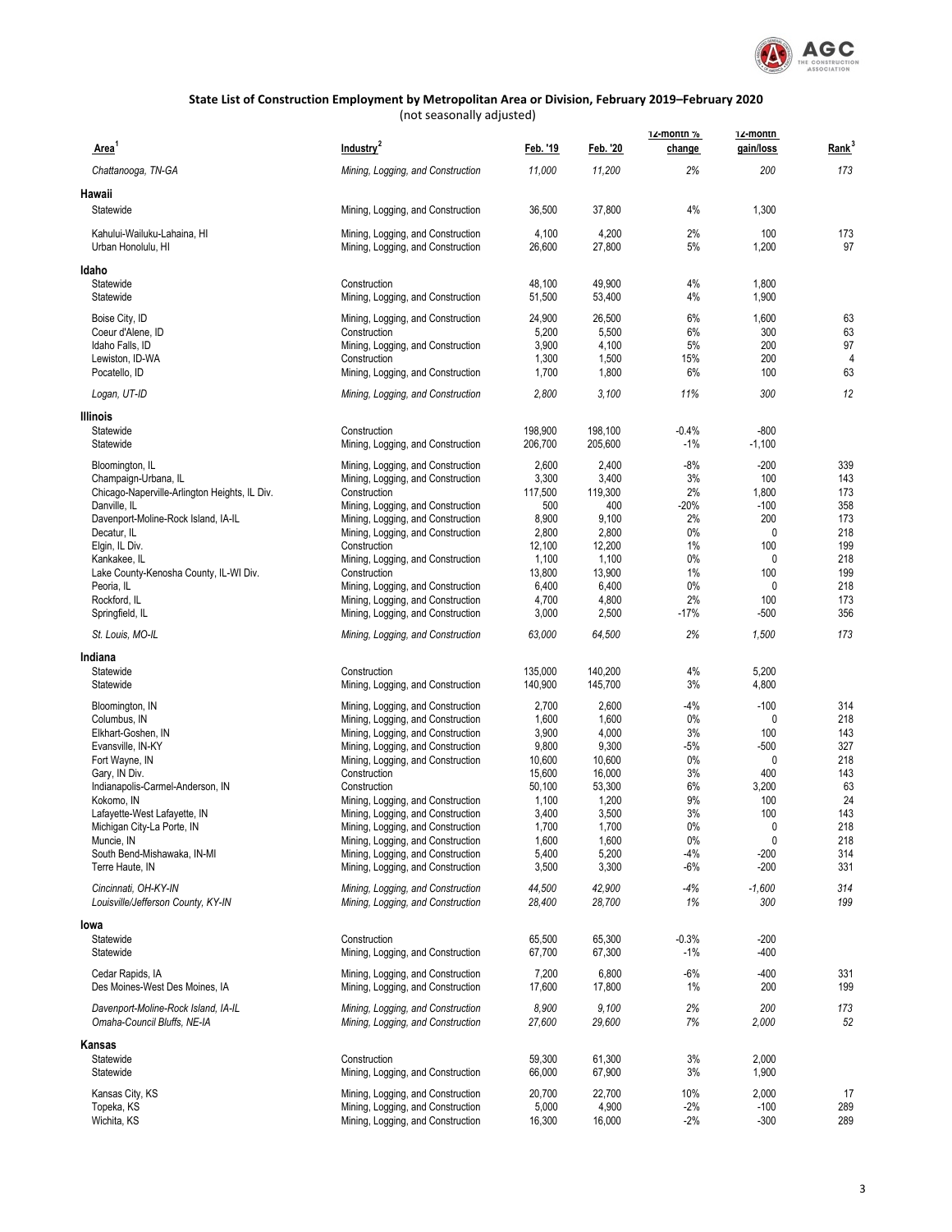## State List of Construction Employment by Metropolitan Area or Division, February 2019–February 2020

(not seasonally adjusted)

| Area[1] | Industry[2] | Feb. '19 | Feb. '20 | 12-month % change | 12-month gain/loss | Rank[3] |
|---|---|---|---|---|---|---|
| *Chattanooga, TN-GA* | *Mining, Logging, and Construction* | *11,000* | *11,200* | *2%* | *200* | *173* |
| **Hawaii** | | | | | | |
| Statewide | Mining, Logging, and Construction | 36,500 | 37,800 | 4% | 1,300 | |
| Kahului-Wailuku-Lahaina, HI | Mining, Logging, and Construction | 4,100 | 4,200 | 2% | 100 | 173 |
| Urban Honolulu, HI | Mining, Logging, and Construction | 26,600 | 27,800 | 5% | 1,200 | 97 |
| **Idaho** | | | | | | |
| Statewide | Construction | 48,100 | 49,900 | 4% | 1,800 | |
| Statewide | Mining, Logging, and Construction | 51,500 | 53,400 | 4% | 1,900 | |
| Boise City, ID | Mining, Logging, and Construction | 24,900 | 26,500 | 6% | 1,600 | 63 |
| Coeur d'Alene, ID | Construction | 5,200 | 5,500 | 6% | 300 | 63 |
| Idaho Falls, ID | Mining, Logging, and Construction | 3,900 | 4,100 | 5% | 200 | 97 |
| Lewiston, ID-WA | Construction | 1,300 | 1,500 | 15% | 200 | 4 |
| Pocatello, ID | Mining, Logging, and Construction | 1,700 | 1,800 | 6% | 100 | 63 |
| *Logan, UT-ID* | *Mining, Logging, and Construction* | *2,800* | *3,100* | *11%* | *300* | *12* |
| **Illinois** | | | | | | |
| Statewide | Construction | 198,900 | 198,100 | -0.4% | -800 | |
| Statewide | Mining, Logging, and Construction | 206,700 | 205,600 | -1% | -1,100 | |
| Bloomington, IL | Mining, Logging, and Construction | 2,600 | 2,400 | -8% | -200 | 339 |
| Champaign-Urbana, IL | Mining, Logging, and Construction | 3,300 | 3,400 | 3% | 100 | 143 |
| Chicago-Naperville-Arlington Heights, IL Div. | Construction | 117,500 | 119,300 | 2% | 1,800 | 173 |
| Danville, IL | Mining, Logging, and Construction | 500 | 400 | -20% | -100 | 358 |
| Davenport-Moline-Rock Island, IA-IL | Mining, Logging, and Construction | 8,900 | 9,100 | 2% | 200 | 173 |
| Decatur, IL | Mining, Logging, and Construction | 2,800 | 2,800 | 0% | 0 | 218 |
| Elgin, IL Div. | Construction | 12,100 | 12,200 | 1% | 100 | 199 |
| Kankakee, IL | Mining, Logging, and Construction | 1,100 | 1,100 | 0% | 0 | 218 |
| Lake County-Kenosha County, IL-WI Div. | Construction | 13,800 | 13,900 | 1% | 100 | 199 |
| Peoria, IL | Mining, Logging, and Construction | 6,400 | 6,400 | 0% | 0 | 218 |
| Rockford, IL | Mining, Logging, and Construction | 4,700 | 4,800 | 2% | 100 | 173 |
| Springfield, IL | Mining, Logging, and Construction | 3,000 | 2,500 | -17% | -500 | 356 |
| *St. Louis, MO-IL* | *Mining, Logging, and Construction* | *63,000* | *64,500* | *2%* | *1,500* | *173* |
| **Indiana** | | | | | | |
| Statewide | Construction | 135,000 | 140,200 | 4% | 5,200 | |
| Statewide | Mining, Logging, and Construction | 140,900 | 145,700 | 3% | 4,800 | |
| Bloomington, IN | Mining, Logging, and Construction | 2,700 | 2,600 | -4% | -100 | 314 |
| Columbus, IN | Mining, Logging, and Construction | 1,600 | 1,600 | 0% | 0 | 218 |
| Elkhart-Goshen, IN | Mining, Logging, and Construction | 3,900 | 4,000 | 3% | 100 | 143 |
| Evansville, IN-KY | Mining, Logging, and Construction | 9,800 | 9,300 | -5% | -500 | 327 |
| Fort Wayne, IN | Mining, Logging, and Construction | 10,600 | 10,600 | 0% | 0 | 218 |
| Gary, IN Div. | Construction | 15,600 | 16,000 | 3% | 400 | 143 |
| Indianapolis-Carmel-Anderson, IN | Construction | 50,100 | 53,300 | 6% | 3,200 | 63 |
| Kokomo, IN | Mining, Logging, and Construction | 1,100 | 1,200 | 9% | 100 | 24 |
| Lafayette-West Lafayette, IN | Mining, Logging, and Construction | 3,400 | 3,500 | 3% | 100 | 143 |
| Michigan City-La Porte, IN | Mining, Logging, and Construction | 1,700 | 1,700 | 0% | 0 | 218 |
| Muncie, IN | Mining, Logging, and Construction | 1,600 | 1,600 | 0% | 0 | 218 |
| South Bend-Mishawaka, IN-MI | Mining, Logging, and Construction | 5,400 | 5,200 | -4% | -200 | 314 |
| Terre Haute, IN | Mining, Logging, and Construction | 3,500 | 3,300 | -6% | -200 | 331 |
| *Cincinnati, OH-KY-IN* | *Mining, Logging, and Construction* | *44,500* | *42,900* | *-4%* | *-1,600* | *314* |
| *Louisville/Jefferson County, KY-IN* | *Mining, Logging, and Construction* | *28,400* | *28,700* | *1%* | *300* | *199* |
| **Iowa** | | | | | | |
| Statewide | Construction | 65,500 | 65,300 | -0.3% | -200 | |
| Statewide | Mining, Logging, and Construction | 67,700 | 67,300 | -1% | -400 | |
| Cedar Rapids, IA | Mining, Logging, and Construction | 7,200 | 6,800 | -6% | -400 | 331 |
| Des Moines-West Des Moines, IA | Mining, Logging, and Construction | 17,600 | 17,800 | 1% | 200 | 199 |
| *Davenport-Moline-Rock Island, IA-IL* | *Mining, Logging, and Construction* | *8,900* | *9,100* | *2%* | *200* | *173* |
| *Omaha-Council Bluffs, NE-IA* | *Mining, Logging, and Construction* | *27,600* | *29,600* | *7%* | *2,000* | *52* |
| **Kansas** | | | | | | |
| Statewide | Construction | 59,300 | 61,300 | 3% | 2,000 | |
| Statewide | Mining, Logging, and Construction | 66,000 | 67,900 | 3% | 1,900 | |
| Kansas City, KS | Mining, Logging, and Construction | 20,700 | 22,700 | 10% | 2,000 | 17 |
| Topeka, KS | Mining, Logging, and Construction | 5,000 | 4,900 | -2% | -100 | 289 |
| Wichita, KS | Mining, Logging, and Construction | 16,300 | 16,000 | -2% | -300 | 289 |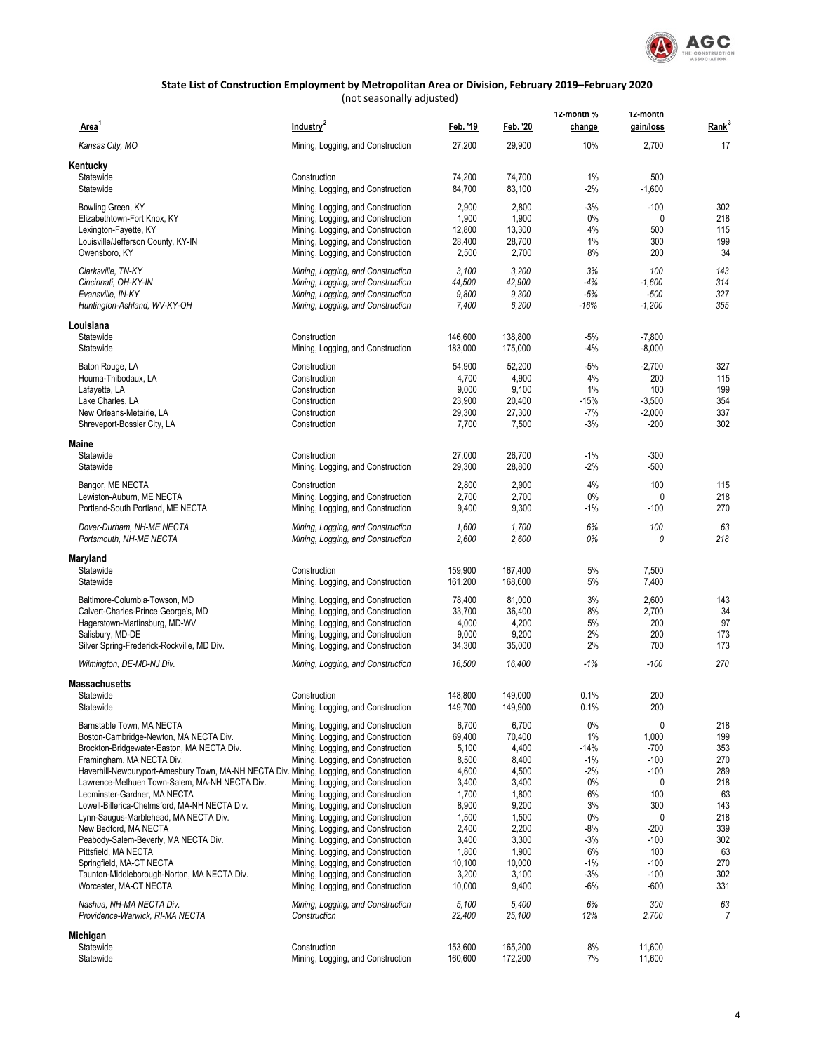## State List of Construction Employment by Metropolitan Area or Division, February 2019–February 2020

(not seasonally adjusted)

| Area[1] | Industry[2] | Feb. '19 | Feb. '20 | 12-month % change | 12-month gain/loss | Rank[3] |
|---|---|---|---|---|---|---|
| *Kansas City, MO* | *Mining, Logging, and Construction* | *27,200* | *29,900* | *10%* | *2,700* | *17* |
| **Kentucky** | | | | | | |
| Statewide | Construction | 74,200 | 74,700 | 1% | 500 | |
| Statewide | Mining, Logging, and Construction | 84,700 | 83,100 | -2% | -1,600 | |
| Bowling Green, KY | Mining, Logging, and Construction | 2,900 | 2,800 | -3% | -100 | 302 |
| Elizabethtown-Fort Knox, KY | Mining, Logging, and Construction | 1,900 | 1,900 | 0% | 0 | 218 |
| Lexington-Fayette, KY | Mining, Logging, and Construction | 12,800 | 13,300 | 4% | 500 | 115 |
| Louisville/Jefferson County, KY-IN | Mining, Logging, and Construction | 28,400 | 28,700 | 1% | 300 | 199 |
| Owensboro, KY | Mining, Logging, and Construction | 2,500 | 2,700 | 8% | 200 | 34 |
| *Clarksville, TN-KY* | *Mining, Logging, and Construction* | *3,100* | *3,200* | *3%* | *100* | *143* |
| *Cincinnati, OH-KY-IN* | *Mining, Logging, and Construction* | *44,500* | *42,900* | *-4%* | *-1,600* | *314* |
| *Evansville, IN-KY* | *Mining, Logging, and Construction* | *9,800* | *9,300* | *-5%* | *-500* | *327* |
| *Huntington-Ashland, WV-KY-OH* | *Mining, Logging, and Construction* | *7,400* | *6,200* | *-16%* | *-1,200* | *355* |
| **Louisiana** | | | | | | |
| Statewide | Construction | 146,600 | 138,800 | -5% | -7,800 | |
| Statewide | Mining, Logging, and Construction | 183,000 | 175,000 | -4% | -8,000 | |
| Baton Rouge, LA | Construction | 54,900 | 52,200 | -5% | -2,700 | 327 |
| Houma-Thibodaux, LA | Construction | 4,700 | 4,900 | 4% | 200 | 115 |
| Lafayette, LA | Construction | 9,000 | 9,100 | 1% | 100 | 199 |
| Lake Charles, LA | Construction | 23,900 | 20,400 | -15% | -3,500 | 354 |
| New Orleans-Metairie, LA | Construction | 29,300 | 27,300 | -7% | -2,000 | 337 |
| Shreveport-Bossier City, LA | Construction | 7,700 | 7,500 | -3% | -200 | 302 |
| **Maine** | | | | | | |
| Statewide | Construction | 27,000 | 26,700 | -1% | -300 | |
| Statewide | Mining, Logging, and Construction | 29,300 | 28,800 | -2% | -500 | |
| Bangor, ME NECTA | Construction | 2,800 | 2,900 | 4% | 100 | 115 |
| Lewiston-Auburn, ME NECTA | Mining, Logging, and Construction | 2,700 | 2,700 | 0% | 0 | 218 |
| Portland-South Portland, ME NECTA | Mining, Logging, and Construction | 9,400 | 9,300 | -1% | -100 | 270 |
| *Dover-Durham, NH-ME NECTA* | *Mining, Logging, and Construction* | *1,600* | *1,700* | *6%* | *100* | *63* |
| *Portsmouth, NH-ME NECTA* | *Mining, Logging, and Construction* | *2,600* | *2,600* | *0%* | *0* | *218* |
| **Maryland** | | | | | | |
| Statewide | Construction | 159,900 | 167,400 | 5% | 7,500 | |
| Statewide | Mining, Logging, and Construction | 161,200 | 168,600 | 5% | 7,400 | |
| Baltimore-Columbia-Towson, MD | Mining, Logging, and Construction | 78,400 | 81,000 | 3% | 2,600 | 143 |
| Calvert-Charles-Prince George's, MD | Mining, Logging, and Construction | 33,700 | 36,400 | 8% | 2,700 | 34 |
| Hagerstown-Martinsburg, MD-WV | Mining, Logging, and Construction | 4,000 | 4,200 | 5% | 200 | 97 |
| Salisbury, MD-DE | Mining, Logging, and Construction | 9,000 | 9,200 | 2% | 200 | 173 |
| Silver Spring-Frederick-Rockville, MD Div. | Mining, Logging, and Construction | 34,300 | 35,000 | 2% | 700 | 173 |
| *Wilmington, DE-MD-NJ Div.* | *Mining, Logging, and Construction* | *16,500* | *16,400* | *-1%* | *-100* | *270* |
| **Massachusetts** | | | | | | |
| Statewide | Construction | 148,800 | 149,000 | 0.1% | 200 | |
| Statewide | Mining, Logging, and Construction | 149,700 | 149,900 | 0.1% | 200 | |
| Barnstable Town, MA NECTA | Mining, Logging, and Construction | 6,700 | 6,700 | 0% | 0 | 218 |
| Boston-Cambridge-Newton, MA NECTA Div. | Mining, Logging, and Construction | 69,400 | 70,400 | 1% | 1,000 | 199 |
| Brockton-Bridgewater-Easton, MA NECTA Div. | Mining, Logging, and Construction | 5,100 | 4,400 | -14% | -700 | 353 |
| Framingham, MA NECTA Div. | Mining, Logging, and Construction | 8,500 | 8,400 | -1% | -100 | 270 |
| Haverhill-Newburyport-Amesbury Town, MA-NH NECTA Div. | Mining, Logging, and Construction | 4,600 | 4,500 | -2% | -100 | 289 |
| Lawrence-Methuen Town-Salem, MA-NH NECTA Div. | Mining, Logging, and Construction | 3,400 | 3,400 | 0% | 0 | 218 |
| Leominster-Gardner, MA NECTA | Mining, Logging, and Construction | 1,700 | 1,800 | 6% | 100 | 63 |
| Lowell-Billerica-Chelmsford, MA-NH NECTA Div. | Mining, Logging, and Construction | 8,900 | 9,200 | 3% | 300 | 143 |
| Lynn-Saugus-Marblehead, MA NECTA Div. | Mining, Logging, and Construction | 1,500 | 1,500 | 0% | 0 | 218 |
| New Bedford, MA NECTA | Mining, Logging, and Construction | 2,400 | 2,200 | -8% | -200 | 339 |
| Peabody-Salem-Beverly, MA NECTA Div. | Mining, Logging, and Construction | 3,400 | 3,300 | -3% | -100 | 302 |
| Pittsfield, MA NECTA | Mining, Logging, and Construction | 1,800 | 1,900 | 6% | 100 | 63 |
| Springfield, MA-CT NECTA | Mining, Logging, and Construction | 10,100 | 10,000 | -1% | -100 | 270 |
| Taunton-Middleborough-Norton, MA NECTA Div. | Mining, Logging, and Construction | 3,200 | 3,100 | -3% | -100 | 302 |
| Worcester, MA-CT NECTA | Mining, Logging, and Construction | 10,000 | 9,400 | -6% | -600 | 331 |
| *Nashua, NH-MA NECTA Div.* | *Mining, Logging, and Construction* | *5,100* | *5,400* | *6%* | *300* | *63* |
| *Providence-Warwick, RI-MA NECTA* | *Construction* | *22,400* | *25,100* | *12%* | *2,700* | *7* |
| **Michigan** | | | | | | |
| Statewide | Construction | 153,600 | 165,200 | 8% | 11,600 | |
| Statewide | Mining, Logging, and Construction | 160,600 | 172,200 | 7% | 11,600 | |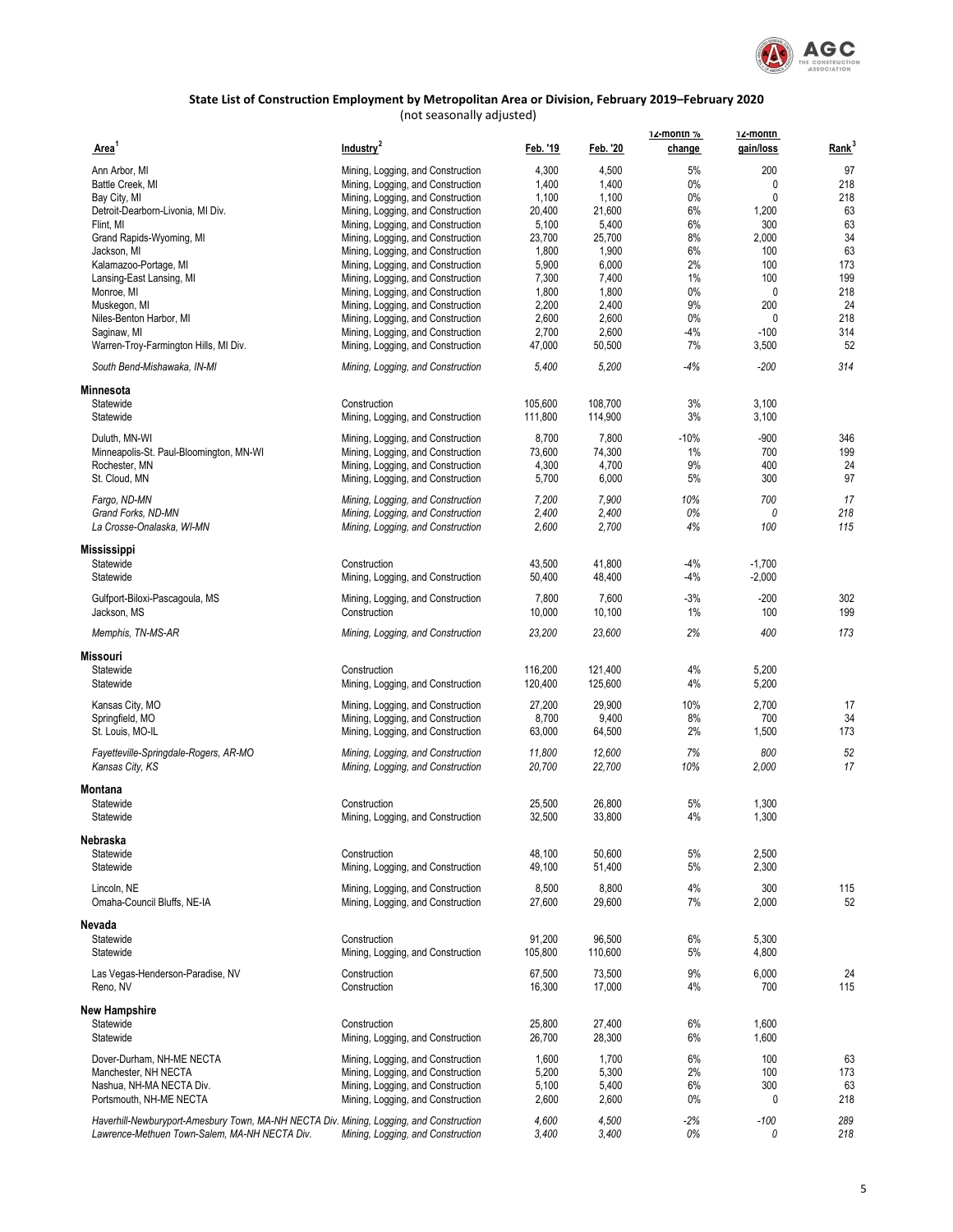## State List of Construction Employment by Metropolitan Area or Division, February 2019–February 2020

(not seasonally adjusted)

| Area[1] | Industry[2] | Feb. '19 | Feb. '20 | 12-month % change | 12-month gain/loss | Rank[3] |
|---|---|---|---|---|---|---|
| Ann Arbor, MI | Mining, Logging, and Construction | 4,300 | 4,500 | 5% | 200 | 97 |
| Battle Creek, MI | Mining, Logging, and Construction | 1,400 | 1,400 | 0% | 0 | 218 |
| Bay City, MI | Mining, Logging, and Construction | 1,100 | 1,100 | 0% | 0 | 218 |
| Detroit-Dearborn-Livonia, MI Div. | Mining, Logging, and Construction | 20,400 | 21,600 | 6% | 1,200 | 63 |
| Flint, MI | Mining, Logging, and Construction | 5,100 | 5,400 | 6% | 300 | 63 |
| Grand Rapids-Wyoming, MI | Mining, Logging, and Construction | 23,700 | 25,700 | 8% | 2,000 | 34 |
| Jackson, MI | Mining, Logging, and Construction | 1,800 | 1,900 | 6% | 100 | 63 |
| Kalamazoo-Portage, MI | Mining, Logging, and Construction | 5,900 | 6,000 | 2% | 100 | 173 |
| Lansing-East Lansing, MI | Mining, Logging, and Construction | 7,300 | 7,400 | 1% | 100 | 199 |
| Monroe, MI | Mining, Logging, and Construction | 1,800 | 1,800 | 0% | 0 | 218 |
| Muskegon, MI | Mining, Logging, and Construction | 2,200 | 2,400 | 9% | 200 | 24 |
| Niles-Benton Harbor, MI | Mining, Logging, and Construction | 2,600 | 2,600 | 0% | 0 | 218 |
| Saginaw, MI | Mining, Logging, and Construction | 2,700 | 2,600 | -4% | -100 | 314 |
| Warren-Troy-Farmington Hills, MI Div. | Mining, Logging, and Construction | 47,000 | 50,500 | 7% | 3,500 | 52 |
| *South Bend-Mishawaka, IN-MI* | *Mining, Logging, and Construction* | *5,400* | *5,200* | *-4%* | *-200* | *314* |
| **Minnesota** | | | | | | |
| Statewide | Construction | 105,600 | 108,700 | 3% | 3,100 | |
| Statewide | Mining, Logging, and Construction | 111,800 | 114,900 | 3% | 3,100 | |
| Duluth, MN-WI | Mining, Logging, and Construction | 8,700 | 7,800 | -10% | -900 | 346 |
| Minneapolis-St. Paul-Bloomington, MN-WI | Mining, Logging, and Construction | 73,600 | 74,300 | 1% | 700 | 199 |
| Rochester, MN | Mining, Logging, and Construction | 4,300 | 4,700 | 9% | 400 | 24 |
| St. Cloud, MN | Mining, Logging, and Construction | 5,700 | 6,000 | 5% | 300 | 97 |
| *Fargo, ND-MN* | *Mining, Logging, and Construction* | *7,200* | *7,900* | *10%* | *700* | *17* |
| *Grand Forks, ND-MN* | *Mining, Logging, and Construction* | *2,400* | *2,400* | *0%* | *0* | *218* |
| *La Crosse-Onalaska, WI-MN* | *Mining, Logging, and Construction* | *2,600* | *2,700* | *4%* | *100* | *115* |
| **Mississippi** | | | | | | |
| Statewide | Construction | 43,500 | 41,800 | -4% | -1,700 | |
| Statewide | Mining, Logging, and Construction | 50,400 | 48,400 | -4% | -2,000 | |
| Gulfport-Biloxi-Pascagoula, MS | Mining, Logging, and Construction | 7,800 | 7,600 | -3% | -200 | 302 |
| Jackson, MS | Construction | 10,000 | 10,100 | 1% | 100 | 199 |
| *Memphis, TN-MS-AR* | *Mining, Logging, and Construction* | *23,200* | *23,600* | *2%* | *400* | *173* |
| **Missouri** | | | | | | |
| Statewide | Construction | 116,200 | 121,400 | 4% | 5,200 | |
| Statewide | Mining, Logging, and Construction | 120,400 | 125,600 | 4% | 5,200 | |
| Kansas City, MO | Mining, Logging, and Construction | 27,200 | 29,900 | 10% | 2,700 | 17 |
| Springfield, MO | Mining, Logging, and Construction | 8,700 | 9,400 | 8% | 700 | 34 |
| St. Louis, MO-IL | Mining, Logging, and Construction | 63,000 | 64,500 | 2% | 1,500 | 173 |
| *Fayetteville-Springdale-Rogers, AR-MO* | *Mining, Logging, and Construction* | *11,800* | *12,600* | *7%* | *800* | *52* |
| *Kansas City, KS* | *Mining, Logging, and Construction* | *20,700* | *22,700* | *10%* | *2,000* | *17* |
| **Montana** | | | | | | |
| Statewide | Construction | 25,500 | 26,800 | 5% | 1,300 | |
| Statewide | Mining, Logging, and Construction | 32,500 | 33,800 | 4% | 1,300 | |
| **Nebraska** | | | | | | |
| Statewide | Construction | 48,100 | 50,600 | 5% | 2,500 | |
| Statewide | Mining, Logging, and Construction | 49,100 | 51,400 | 5% | 2,300 | |
| Lincoln, NE | Mining, Logging, and Construction | 8,500 | 8,800 | 4% | 300 | 115 |
| Omaha-Council Bluffs, NE-IA | Mining, Logging, and Construction | 27,600 | 29,600 | 7% | 2,000 | 52 |
| **Nevada** | | | | | | |
| Statewide | Construction | 91,200 | 96,500 | 6% | 5,300 | |
| Statewide | Mining, Logging, and Construction | 105,800 | 110,600 | 5% | 4,800 | |
| Las Vegas-Henderson-Paradise, NV | Construction | 67,500 | 73,500 | 9% | 6,000 | 24 |
| Reno, NV | Construction | 16,300 | 17,000 | 4% | 700 | 115 |
| **New Hampshire** | | | | | | |
| Statewide | Construction | 25,800 | 27,400 | 6% | 1,600 | |
| Statewide | Mining, Logging, and Construction | 26,700 | 28,300 | 6% | 1,600 | |
| Dover-Durham, NH-ME NECTA | Mining, Logging, and Construction | 1,600 | 1,700 | 6% | 100 | 63 |
| Manchester, NH NECTA | Mining, Logging, and Construction | 5,200 | 5,300 | 2% | 100 | 173 |
| Nashua, NH-MA NECTA Div. | Mining, Logging, and Construction | 5,100 | 5,400 | 6% | 300 | 63 |
| Portsmouth, NH-ME NECTA | Mining, Logging, and Construction | 2,600 | 2,600 | 0% | 0 | 218 |
| *Haverhill-Newburyport-Amesbury Town, MA-NH NECTA Div.* | *Mining, Logging, and Construction* | *4,600* | *4,500* | *-2%* | *-100* | *289* |
| *Lawrence-Methuen Town-Salem, MA-NH NECTA Div.* | *Mining, Logging, and Construction* | *3,400* | *3,400* | *0%* | *0* | *218* |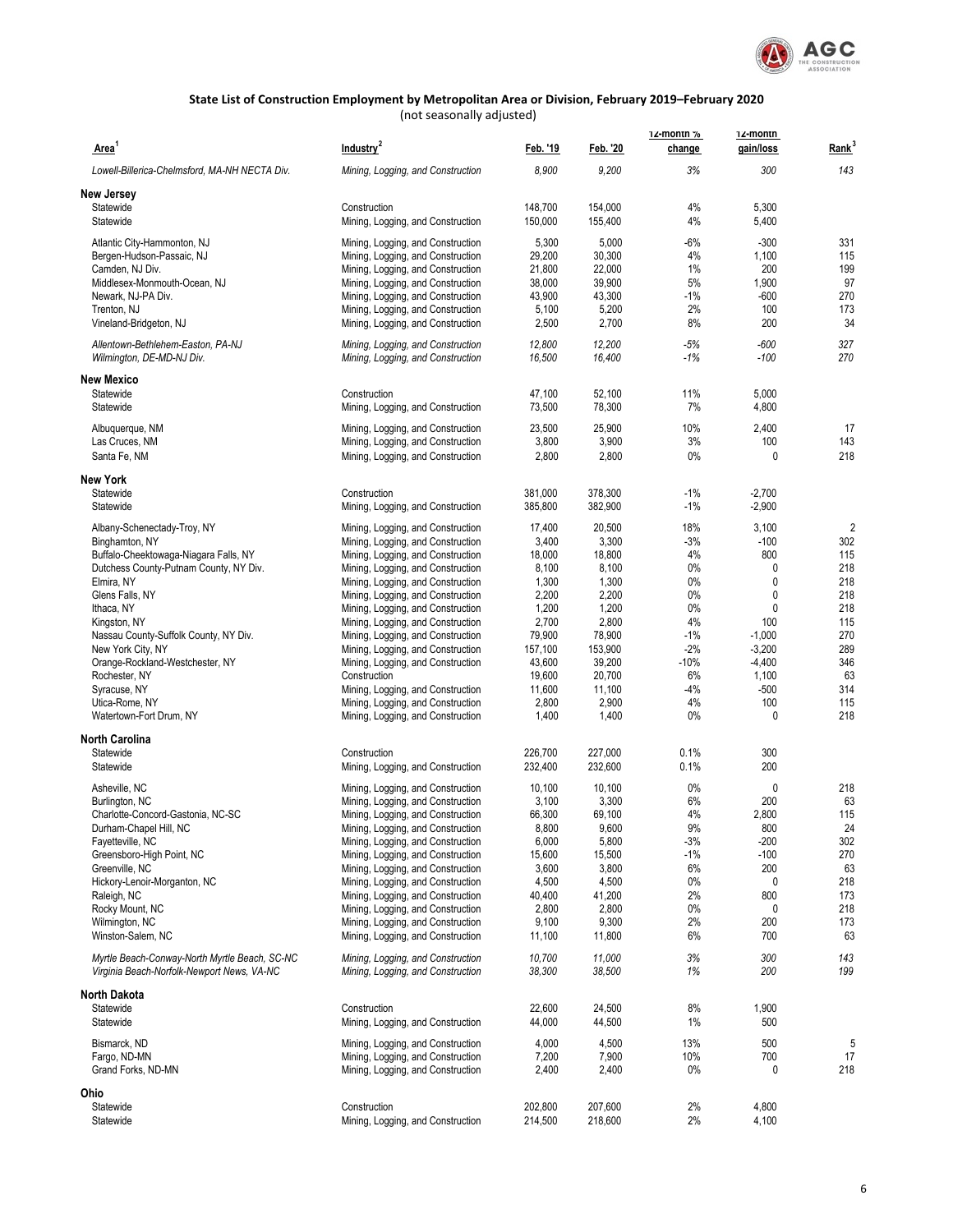## State List of Construction Employment by Metropolitan Area or Division, February 2019–February 2020

(not seasonally adjusted)

| Area[1] | Industry[2] | Feb. '19 | Feb. '20 | 12-month % change | 12-month gain/loss | Rank[3] |
|---|---|---|---|---|---|---|
| *Lowell-Billerica-Chelmsford, MA-NH NECTA Div.* | *Mining, Logging, and Construction* | *8,900* | *9,200* | *3%* | *300* | *143* |
| **New Jersey** | | | | | | |
| Statewide | Construction | 148,700 | 154,000 | 4% | 5,300 | |
| Statewide | Mining, Logging, and Construction | 150,000 | 155,400 | 4% | 5,400 | |
| Atlantic City-Hammonton, NJ | Mining, Logging, and Construction | 5,300 | 5,000 | -6% | -300 | 331 |
| Bergen-Hudson-Passaic, NJ | Mining, Logging, and Construction | 29,200 | 30,300 | 4% | 1,100 | 115 |
| Camden, NJ Div. | Mining, Logging, and Construction | 21,800 | 22,000 | 1% | 200 | 199 |
| Middlesex-Monmouth-Ocean, NJ | Mining, Logging, and Construction | 38,000 | 39,900 | 5% | 1,900 | 97 |
| Newark, NJ-PA Div. | Mining, Logging, and Construction | 43,900 | 43,300 | -1% | -600 | 270 |
| Trenton, NJ | Mining, Logging, and Construction | 5,100 | 5,200 | 2% | 100 | 173 |
| Vineland-Bridgeton, NJ | Mining, Logging, and Construction | 2,500 | 2,700 | 8% | 200 | 34 |
| *Allentown-Bethlehem-Easton, PA-NJ* | *Mining, Logging, and Construction* | *12,800* | *12,200* | *-5%* | *-600* | *327* |
| *Wilmington, DE-MD-NJ Div.* | *Mining, Logging, and Construction* | *16,500* | *16,400* | *-1%* | *-100* | *270* |
| **New Mexico** | | | | | | |
| Statewide | Construction | 47,100 | 52,100 | 11% | 5,000 | |
| Statewide | Mining, Logging, and Construction | 73,500 | 78,300 | 7% | 4,800 | |
| Albuquerque, NM | Mining, Logging, and Construction | 23,500 | 25,900 | 10% | 2,400 | 17 |
| Las Cruces, NM | Mining, Logging, and Construction | 3,800 | 3,900 | 3% | 100 | 143 |
| Santa Fe, NM | Mining, Logging, and Construction | 2,800 | 2,800 | 0% | 0 | 218 |
| **New York** | | | | | | |
| Statewide | Construction | 381,000 | 378,300 | -1% | -2,700 | |
| Statewide | Mining, Logging, and Construction | 385,800 | 382,900 | -1% | -2,900 | |
| Albany-Schenectady-Troy, NY | Mining, Logging, and Construction | 17,400 | 20,500 | 18% | 3,100 | 2 |
| Binghamton, NY | Mining, Logging, and Construction | 3,400 | 3,300 | -3% | -100 | 302 |
| Buffalo-Cheektowaga-Niagara Falls, NY | Mining, Logging, and Construction | 18,000 | 18,800 | 4% | 800 | 115 |
| Dutchess County-Putnam County, NY Div. | Mining, Logging, and Construction | 8,100 | 8,100 | 0% | 0 | 218 |
| Elmira, NY | Mining, Logging, and Construction | 1,300 | 1,300 | 0% | 0 | 218 |
| Glens Falls, NY | Mining, Logging, and Construction | 2,200 | 2,200 | 0% | 0 | 218 |
| Ithaca, NY | Mining, Logging, and Construction | 1,200 | 1,200 | 0% | 0 | 218 |
| Kingston, NY | Mining, Logging, and Construction | 2,700 | 2,800 | 4% | 100 | 115 |
| Nassau County-Suffolk County, NY Div. | Mining, Logging, and Construction | 79,900 | 78,900 | -1% | -1,000 | 270 |
| New York City, NY | Mining, Logging, and Construction | 157,100 | 153,900 | -2% | -3,200 | 289 |
| Orange-Rockland-Westchester, NY | Mining, Logging, and Construction | 43,600 | 39,200 | -10% | -4,400 | 346 |
| Rochester, NY | Construction | 19,600 | 20,700 | 6% | 1,100 | 63 |
| Syracuse, NY | Mining, Logging, and Construction | 11,600 | 11,100 | -4% | -500 | 314 |
| Utica-Rome, NY | Mining, Logging, and Construction | 2,800 | 2,900 | 4% | 100 | 115 |
| Watertown-Fort Drum, NY | Mining, Logging, and Construction | 1,400 | 1,400 | 0% | 0 | 218 |
| **North Carolina** | | | | | | |
| Statewide | Construction | 226,700 | 227,000 | 0.1% | 300 | |
| Statewide | Mining, Logging, and Construction | 232,400 | 232,600 | 0.1% | 200 | |
| Asheville, NC | Mining, Logging, and Construction | 10,100 | 10,100 | 0% | 0 | 218 |
| Burlington, NC | Mining, Logging, and Construction | 3,100 | 3,300 | 6% | 200 | 63 |
| Charlotte-Concord-Gastonia, NC-SC | Mining, Logging, and Construction | 66,300 | 69,100 | 4% | 2,800 | 115 |
| Durham-Chapel Hill, NC | Mining, Logging, and Construction | 8,800 | 9,600 | 9% | 800 | 24 |
| Fayetteville, NC | Mining, Logging, and Construction | 6,000 | 5,800 | -3% | -200 | 302 |
| Greensboro-High Point, NC | Mining, Logging, and Construction | 15,600 | 15,500 | -1% | -100 | 270 |
| Greenville, NC | Mining, Logging, and Construction | 3,600 | 3,800 | 6% | 200 | 63 |
| Hickory-Lenoir-Morganton, NC | Mining, Logging, and Construction | 4,500 | 4,500 | 0% | 0 | 218 |
| Raleigh, NC | Mining, Logging, and Construction | 40,400 | 41,200 | 2% | 800 | 173 |
| Rocky Mount, NC | Mining, Logging, and Construction | 2,800 | 2,800 | 0% | 0 | 218 |
| Wilmington, NC | Mining, Logging, and Construction | 9,100 | 9,300 | 2% | 200 | 173 |
| Winston-Salem, NC | Mining, Logging, and Construction | 11,100 | 11,800 | 6% | 700 | 63 |
| *Myrtle Beach-Conway-North Myrtle Beach, SC-NC* | *Mining, Logging, and Construction* | *10,700* | *11,000* | *3%* | *300* | *143* |
| *Virginia Beach-Norfolk-Newport News, VA-NC* | *Mining, Logging, and Construction* | *38,300* | *38,500* | *1%* | *200* | *199* |
| **North Dakota** | | | | | | |
| Statewide | Construction | 22,600 | 24,500 | 8% | 1,900 | |
| Statewide | Mining, Logging, and Construction | 44,000 | 44,500 | 1% | 500 | |
| Bismarck, ND | Mining, Logging, and Construction | 4,000 | 4,500 | 13% | 500 | 5 |
| Fargo, ND-MN | Mining, Logging, and Construction | 7,200 | 7,900 | 10% | 700 | 17 |
| Grand Forks, ND-MN | Mining, Logging, and Construction | 2,400 | 2,400 | 0% | 0 | 218 |
| **Ohio** | | | | | | |
| Statewide | Construction | 202,800 | 207,600 | 2% | 4,800 | |
| Statewide | Mining, Logging, and Construction | 214,500 | 218,600 | 2% | 4,100 | |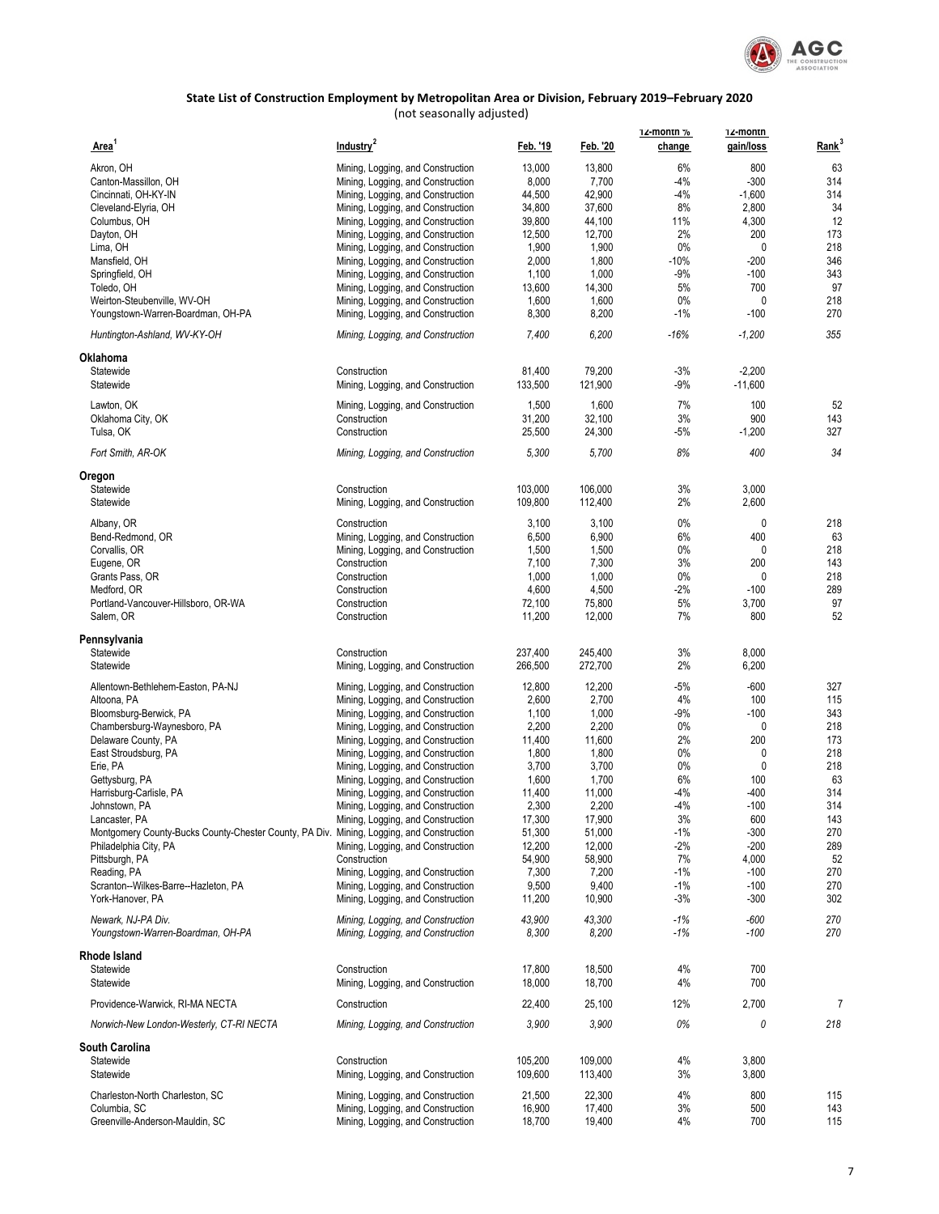**State List of Construction Employment by Metropolitan Area or Division, February 2019–February 2020**
(not seasonally adjusted)

| Area[1] | Industry[2] | Feb. '19 | Feb. '20 | 12-month % change | 12-month gain/loss | Rank[3] |
|---|---|---|---|---|---|---|
| Akron, OH | Mining, Logging, and Construction | 13,000 | 13,800 | 6% | 800 | 63 |
| Canton-Massillon, OH | Mining, Logging, and Construction | 8,000 | 7,700 | -4% | -300 | 314 |
| Cincinnati, OH-KY-IN | Mining, Logging, and Construction | 44,500 | 42,900 | -4% | -1,600 | 314 |
| Cleveland-Elyria, OH | Mining, Logging, and Construction | 34,800 | 37,600 | 8% | 2,800 | 34 |
| Columbus, OH | Mining, Logging, and Construction | 39,800 | 44,100 | 11% | 4,300 | 12 |
| Dayton, OH | Mining, Logging, and Construction | 12,500 | 12,700 | 2% | 200 | 173 |
| Lima, OH | Mining, Logging, and Construction | 1,900 | 1,900 | 0% | 0 | 218 |
| Mansfield, OH | Mining, Logging, and Construction | 2,000 | 1,800 | -10% | -200 | 346 |
| Springfield, OH | Mining, Logging, and Construction | 1,100 | 1,000 | -9% | -100 | 343 |
| Toledo, OH | Mining, Logging, and Construction | 13,600 | 14,300 | 5% | 700 | 97 |
| Weirton-Steubenville, WV-OH | Mining, Logging, and Construction | 1,600 | 1,600 | 0% | 0 | 218 |
| Youngstown-Warren-Boardman, OH-PA | Mining, Logging, and Construction | 8,300 | 8,200 | -1% | -100 | 270 |
| *Huntington-Ashland, WV-KY-OH* | *Mining, Logging, and Construction* | *7,400* | *6,200* | *-16%* | *-1,200* | *355* |
| **Oklahoma** | | | | | | |
| Statewide | Construction | 81,400 | 79,200 | -3% | -2,200 | |
| Statewide | Mining, Logging, and Construction | 133,500 | 121,900 | -9% | -11,600 | |
| Lawton, OK | Mining, Logging, and Construction | 1,500 | 1,600 | 7% | 100 | 52 |
| Oklahoma City, OK | Construction | 31,200 | 32,100 | 3% | 900 | 143 |
| Tulsa, OK | Construction | 25,500 | 24,300 | -5% | -1,200 | 327 |
| *Fort Smith, AR-OK* | *Mining, Logging, and Construction* | *5,300* | *5,700* | *8%* | *400* | *34* |
| **Oregon** | | | | | | |
| Statewide | Construction | 103,000 | 106,000 | 3% | 3,000 | |
| Statewide | Mining, Logging, and Construction | 109,800 | 112,400 | 2% | 2,600 | |
| Albany, OR | Construction | 3,100 | 3,100 | 0% | 0 | 218 |
| Bend-Redmond, OR | Mining, Logging, and Construction | 6,500 | 6,900 | 6% | 400 | 63 |
| Corvallis, OR | Mining, Logging, and Construction | 1,500 | 1,500 | 0% | 0 | 218 |
| Eugene, OR | Construction | 7,100 | 7,300 | 3% | 200 | 143 |
| Grants Pass, OR | Construction | 1,000 | 1,000 | 0% | 0 | 218 |
| Medford, OR | Construction | 4,600 | 4,500 | -2% | -100 | 289 |
| Portland-Vancouver-Hillsboro, OR-WA | Construction | 72,100 | 75,800 | 5% | 3,700 | 97 |
| Salem, OR | Construction | 11,200 | 12,000 | 7% | 800 | 52 |
| **Pennsylvania** | | | | | | |
| Statewide | Construction | 237,400 | 245,400 | 3% | 8,000 | |
| Statewide | Mining, Logging, and Construction | 266,500 | 272,700 | 2% | 6,200 | |
| Allentown-Bethlehem-Easton, PA-NJ | Mining, Logging, and Construction | 12,800 | 12,200 | -5% | -600 | 327 |
| Altoona, PA | Mining, Logging, and Construction | 2,600 | 2,700 | 4% | 100 | 115 |
| Bloomsburg-Berwick, PA | Mining, Logging, and Construction | 1,100 | 1,000 | -9% | -100 | 343 |
| Chambersburg-Waynesboro, PA | Mining, Logging, and Construction | 2,200 | 2,200 | 0% | 0 | 218 |
| Delaware County, PA | Mining, Logging, and Construction | 11,400 | 11,600 | 2% | 200 | 173 |
| East Stroudsburg, PA | Mining, Logging, and Construction | 1,800 | 1,800 | 0% | 0 | 218 |
| Erie, PA | Mining, Logging, and Construction | 3,700 | 3,700 | 0% | 0 | 218 |
| Gettysburg, PA | Mining, Logging, and Construction | 1,600 | 1,700 | 6% | 100 | 63 |
| Harrisburg-Carlisle, PA | Mining, Logging, and Construction | 11,400 | 11,000 | -4% | -400 | 314 |
| Johnstown, PA | Mining, Logging, and Construction | 2,300 | 2,200 | -4% | -100 | 314 |
| Lancaster, PA | Mining, Logging, and Construction | 17,300 | 17,900 | 3% | 600 | 143 |
| Montgomery County-Bucks County-Chester County, PA Div. | Mining, Logging, and Construction | 51,300 | 51,000 | -1% | -300 | 270 |
| Philadelphia City, PA | Mining, Logging, and Construction | 12,200 | 12,000 | -2% | -200 | 289 |
| Pittsburgh, PA | Construction | 54,900 | 58,900 | 7% | 4,000 | 52 |
| Reading, PA | Mining, Logging, and Construction | 7,300 | 7,200 | -1% | -100 | 270 |
| Scranton--Wilkes-Barre--Hazleton, PA | Mining, Logging, and Construction | 9,500 | 9,400 | -1% | -100 | 270 |
| York-Hanover, PA | Mining, Logging, and Construction | 11,200 | 10,900 | -3% | -300 | 302 |
| *Newark, NJ-PA Div.* | *Mining, Logging, and Construction* | *43,900* | *43,300* | *-1%* | *-600* | *270* |
| *Youngstown-Warren-Boardman, OH-PA* | *Mining, Logging, and Construction* | *8,300* | *8,200* | *-1%* | *-100* | *270* |
| **Rhode Island** | | | | | | |
| Statewide | Construction | 17,800 | 18,500 | 4% | 700 | |
| Statewide | Mining, Logging, and Construction | 18,000 | 18,700 | 4% | 700 | |
| Providence-Warwick, RI-MA NECTA | Construction | 22,400 | 25,100 | 12% | 2,700 | 7 |
| *Norwich-New London-Westerly, CT-RI NECTA* | *Mining, Logging, and Construction* | *3,900* | *3,900* | *0%* | *0* | *218* |
| **South Carolina** | | | | | | |
| Statewide | Construction | 105,200 | 109,000 | 4% | 3,800 | |
| Statewide | Mining, Logging, and Construction | 109,600 | 113,400 | 3% | 3,800 | |
| Charleston-North Charleston, SC | Mining, Logging, and Construction | 21,500 | 22,300 | 4% | 800 | 115 |
| Columbia, SC | Mining, Logging, and Construction | 16,900 | 17,400 | 3% | 500 | 143 |
| Greenville-Anderson-Mauldin, SC | Mining, Logging, and Construction | 18,700 | 19,400 | 4% | 700 | 115 |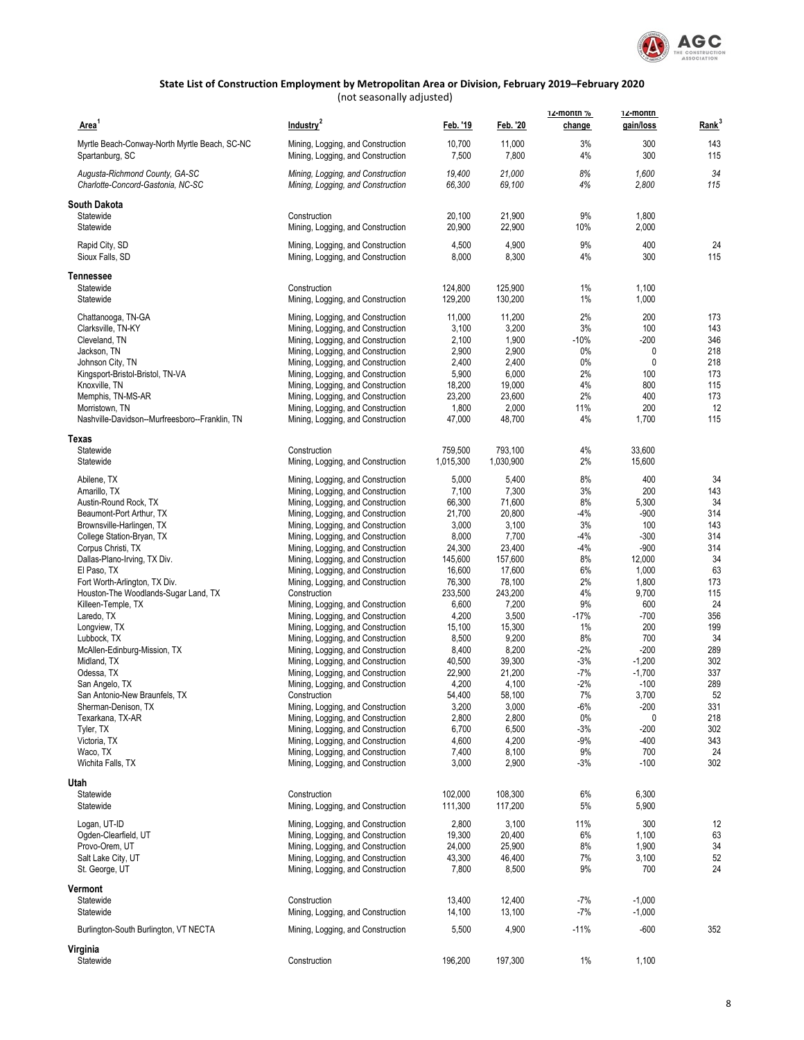## State List of Construction Employment by Metropolitan Area or Division, February 2019–February 2020

(not seasonally adjusted)

| Area[1] | Industry[2] | Feb. '19 | Feb. '20 | 12-month % change | 12-month gain/loss | Rank[3] |
|---|---|---|---|---|---|---|
| Myrtle Beach-Conway-North Myrtle Beach, SC-NC | Mining, Logging, and Construction | 10,700 | 11,000 | 3% | 300 | 143 |
| Spartanburg, SC | Mining, Logging, and Construction | 7,500 | 7,800 | 4% | 300 | 115 |
| *Augusta-Richmond County, GA-SC* | *Mining, Logging, and Construction* | *19,400* | *21,000* | *8%* | *1,600* | *34* |
| *Charlotte-Concord-Gastonia, NC-SC* | *Mining, Logging, and Construction* | *66,300* | *69,100* | *4%* | *2,800* | *115* |
| **South Dakota** | | | | | | |
| Statewide | Construction | 20,100 | 21,900 | 9% | 1,800 | |
| Statewide | Mining, Logging, and Construction | 20,900 | 22,900 | 10% | 2,000 | |
| Rapid City, SD | Mining, Logging, and Construction | 4,500 | 4,900 | 9% | 400 | 24 |
| Sioux Falls, SD | Mining, Logging, and Construction | 8,000 | 8,300 | 4% | 300 | 115 |
| **Tennessee** | | | | | | |
| Statewide | Construction | 124,800 | 125,900 | 1% | 1,100 | |
| Statewide | Mining, Logging, and Construction | 129,200 | 130,200 | 1% | 1,000 | |
| Chattanooga, TN-GA | Mining, Logging, and Construction | 11,000 | 11,200 | 2% | 200 | 173 |
| Clarksville, TN-KY | Mining, Logging, and Construction | 3,100 | 3,200 | 3% | 100 | 143 |
| Cleveland, TN | Mining, Logging, and Construction | 2,100 | 1,900 | -10% | -200 | 346 |
| Jackson, TN | Mining, Logging, and Construction | 2,900 | 2,900 | 0% | 0 | 218 |
| Johnson City, TN | Mining, Logging, and Construction | 2,400 | 2,400 | 0% | 0 | 218 |
| Kingsport-Bristol-Bristol, TN-VA | Mining, Logging, and Construction | 5,900 | 6,000 | 2% | 100 | 173 |
| Knoxville, TN | Mining, Logging, and Construction | 18,200 | 19,000 | 4% | 800 | 115 |
| Memphis, TN-MS-AR | Mining, Logging, and Construction | 23,200 | 23,600 | 2% | 400 | 173 |
| Morristown, TN | Mining, Logging, and Construction | 1,800 | 2,000 | 11% | 200 | 12 |
| Nashville-Davidson--Murfreesboro--Franklin, TN | Mining, Logging, and Construction | 47,000 | 48,700 | 4% | 1,700 | 115 |
| **Texas** | | | | | | |
| Statewide | Construction | 759,500 | 793,100 | 4% | 33,600 | |
| Statewide | Mining, Logging, and Construction | 1,015,300 | 1,030,900 | 2% | 15,600 | |
| Abilene, TX | Mining, Logging, and Construction | 5,000 | 5,400 | 8% | 400 | 34 |
| Amarillo, TX | Mining, Logging, and Construction | 7,100 | 7,300 | 3% | 200 | 143 |
| Austin-Round Rock, TX | Mining, Logging, and Construction | 66,300 | 71,600 | 8% | 5,300 | 34 |
| Beaumont-Port Arthur, TX | Mining, Logging, and Construction | 21,700 | 20,800 | -4% | -900 | 314 |
| Brownsville-Harlingen, TX | Mining, Logging, and Construction | 3,000 | 3,100 | 3% | 100 | 143 |
| College Station-Bryan, TX | Mining, Logging, and Construction | 8,000 | 7,700 | -4% | -300 | 314 |
| Corpus Christi, TX | Mining, Logging, and Construction | 24,300 | 23,400 | -4% | -900 | 314 |
| Dallas-Plano-Irving, TX Div. | Mining, Logging, and Construction | 145,600 | 157,600 | 8% | 12,000 | 34 |
| El Paso, TX | Mining, Logging, and Construction | 16,600 | 17,600 | 6% | 1,000 | 63 |
| Fort Worth-Arlington, TX Div. | Mining, Logging, and Construction | 76,300 | 78,100 | 2% | 1,800 | 173 |
| Houston-The Woodlands-Sugar Land, TX | Construction | 233,500 | 243,200 | 4% | 9,700 | 115 |
| Killeen-Temple, TX | Mining, Logging, and Construction | 6,600 | 7,200 | 9% | 600 | 24 |
| Laredo, TX | Mining, Logging, and Construction | 4,200 | 3,500 | -17% | -700 | 356 |
| Longview, TX | Mining, Logging, and Construction | 15,100 | 15,300 | 1% | 200 | 199 |
| Lubbock, TX | Mining, Logging, and Construction | 8,500 | 9,200 | 8% | 700 | 34 |
| McAllen-Edinburg-Mission, TX | Mining, Logging, and Construction | 8,400 | 8,200 | -2% | -200 | 289 |
| Midland, TX | Mining, Logging, and Construction | 40,500 | 39,300 | -3% | -1,200 | 302 |
| Odessa, TX | Mining, Logging, and Construction | 22,900 | 21,200 | -7% | -1,700 | 337 |
| San Angelo, TX | Mining, Logging, and Construction | 4,200 | 4,100 | -2% | -100 | 289 |
| San Antonio-New Braunfels, TX | Construction | 54,400 | 58,100 | 7% | 3,700 | 52 |
| Sherman-Denison, TX | Mining, Logging, and Construction | 3,200 | 3,000 | -6% | -200 | 331 |
| Texarkana, TX-AR | Mining, Logging, and Construction | 2,800 | 2,800 | 0% | 0 | 218 |
| Tyler, TX | Mining, Logging, and Construction | 6,700 | 6,500 | -3% | -200 | 302 |
| Victoria, TX | Mining, Logging, and Construction | 4,600 | 4,200 | -9% | -400 | 343 |
| Waco, TX | Mining, Logging, and Construction | 7,400 | 8,100 | 9% | 700 | 24 |
| Wichita Falls, TX | Mining, Logging, and Construction | 3,000 | 2,900 | -3% | -100 | 302 |
| **Utah** | | | | | | |
| Statewide | Construction | 102,000 | 108,300 | 6% | 6,300 | |
| Statewide | Mining, Logging, and Construction | 111,300 | 117,200 | 5% | 5,900 | |
| Logan, UT-ID | Mining, Logging, and Construction | 2,800 | 3,100 | 11% | 300 | 12 |
| Ogden-Clearfield, UT | Mining, Logging, and Construction | 19,300 | 20,400 | 6% | 1,100 | 63 |
| Provo-Orem, UT | Mining, Logging, and Construction | 24,000 | 25,900 | 8% | 1,900 | 34 |
| Salt Lake City, UT | Mining, Logging, and Construction | 43,300 | 46,400 | 7% | 3,100 | 52 |
| St. George, UT | Mining, Logging, and Construction | 7,800 | 8,500 | 9% | 700 | 24 |
| **Vermont** | | | | | | |
| Statewide | Construction | 13,400 | 12,400 | -7% | -1,000 | |
| Statewide | Mining, Logging, and Construction | 14,100 | 13,100 | -7% | -1,000 | |
| Burlington-South Burlington, VT NECTA | Mining, Logging, and Construction | 5,500 | 4,900 | -11% | -600 | 352 |
| **Virginia** | | | | | | |
| Statewide | Construction | 196,200 | 197,300 | 1% | 1,100 | |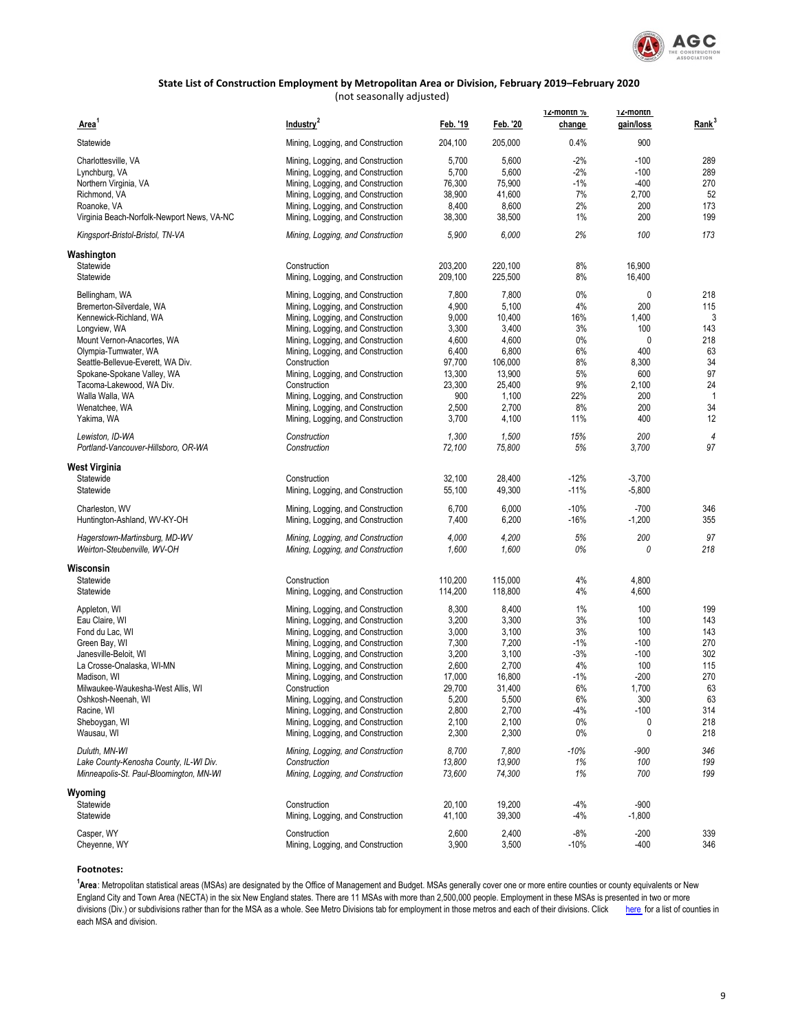### State List of Construction Employment by Metropolitan Area or Division, February 2019–February 2020

(not seasonally adjusted)

| Area[1] | Industry[2] | Feb. '19 | Feb. '20 | 12-month % change | 12-month gain/loss | Rank[3] |
|---|---|---|---|---|---|---|
| Statewide | Mining, Logging, and Construction | 204,100 | 205,000 | 0.4% | 900 | |
| Charlottesville, VA | Mining, Logging, and Construction | 5,700 | 5,600 | -2% | -100 | 289 |
| Lynchburg, VA | Mining, Logging, and Construction | 5,700 | 5,600 | -2% | -100 | 289 |
| Northern Virginia, VA | Mining, Logging, and Construction | 76,300 | 75,900 | -1% | -400 | 270 |
| Richmond, VA | Mining, Logging, and Construction | 38,900 | 41,600 | 7% | 2,700 | 52 |
| Roanoke, VA | Mining, Logging, and Construction | 8,400 | 8,600 | 2% | 200 | 173 |
| Virginia Beach-Norfolk-Newport News, VA-NC | Mining, Logging, and Construction | 38,300 | 38,500 | 1% | 200 | 199 |
| *Kingsport-Bristol-Bristol, TN-VA* | *Mining, Logging, and Construction* | *5,900* | *6,000* | *2%* | *100* | *173* |
| **Washington** | | | | | | |
| Statewide | Construction | 203,200 | 220,100 | 8% | 16,900 | |
| Statewide | Mining, Logging, and Construction | 209,100 | 225,500 | 8% | 16,400 | |
| Bellingham, WA | Mining, Logging, and Construction | 7,800 | 7,800 | 0% | 0 | 218 |
| Bremerton-Silverdale, WA | Mining, Logging, and Construction | 4,900 | 5,100 | 4% | 200 | 115 |
| Kennewick-Richland, WA | Mining, Logging, and Construction | 9,000 | 10,400 | 16% | 1,400 | 3 |
| Longview, WA | Mining, Logging, and Construction | 3,300 | 3,400 | 3% | 100 | 143 |
| Mount Vernon-Anacortes, WA | Mining, Logging, and Construction | 4,600 | 4,600 | 0% | 0 | 218 |
| Olympia-Tumwater, WA | Mining, Logging, and Construction | 6,400 | 6,800 | 6% | 400 | 63 |
| Seattle-Bellevue-Everett, WA Div. | Construction | 97,700 | 106,000 | 8% | 8,300 | 34 |
| Spokane-Spokane Valley, WA | Mining, Logging, and Construction | 13,300 | 13,900 | 5% | 600 | 97 |
| Tacoma-Lakewood, WA Div. | Construction | 23,300 | 25,400 | 9% | 2,100 | 24 |
| Walla Walla, WA | Mining, Logging, and Construction | 900 | 1,100 | 22% | 200 | 1 |
| Wenatchee, WA | Mining, Logging, and Construction | 2,500 | 2,700 | 8% | 200 | 34 |
| Yakima, WA | Mining, Logging, and Construction | 3,700 | 4,100 | 11% | 400 | 12 |
| *Lewiston, ID-WA* | *Construction* | *1,300* | *1,500* | *15%* | *200* | *4* |
| *Portland-Vancouver-Hillsboro, OR-WA* | *Construction* | *72,100* | *75,800* | *5%* | *3,700* | *97* |
| **West Virginia** | | | | | | |
| Statewide | Construction | 32,100 | 28,400 | -12% | -3,700 | |
| Statewide | Mining, Logging, and Construction | 55,100 | 49,300 | -11% | -5,800 | |
| Charleston, WV | Mining, Logging, and Construction | 6,700 | 6,000 | -10% | -700 | 346 |
| Huntington-Ashland, WV-KY-OH | Mining, Logging, and Construction | 7,400 | 6,200 | -16% | -1,200 | 355 |
| *Hagerstown-Martinsburg, MD-WV* | *Mining, Logging, and Construction* | *4,000* | *4,200* | *5%* | *200* | *97* |
| *Weirton-Steubenville, WV-OH* | *Mining, Logging, and Construction* | *1,600* | *1,600* | *0%* | *0* | *218* |
| **Wisconsin** | | | | | | |
| Statewide | Construction | 110,200 | 115,000 | 4% | 4,800 | |
| Statewide | Mining, Logging, and Construction | 114,200 | 118,800 | 4% | 4,600 | |
| Appleton, WI | Mining, Logging, and Construction | 8,300 | 8,400 | 1% | 100 | 199 |
| Eau Claire, WI | Mining, Logging, and Construction | 3,200 | 3,300 | 3% | 100 | 143 |
| Fond du Lac, WI | Mining, Logging, and Construction | 3,000 | 3,100 | 3% | 100 | 143 |
| Green Bay, WI | Mining, Logging, and Construction | 7,300 | 7,200 | -1% | -100 | 270 |
| Janesville-Beloit, WI | Mining, Logging, and Construction | 3,200 | 3,100 | -3% | -100 | 302 |
| La Crosse-Onalaska, WI-MN | Mining, Logging, and Construction | 2,600 | 2,700 | 4% | 100 | 115 |
| Madison, WI | Mining, Logging, and Construction | 17,000 | 16,800 | -1% | -200 | 270 |
| Milwaukee-Waukesha-West Allis, WI | Construction | 29,700 | 31,400 | 6% | 1,700 | 63 |
| Oshkosh-Neenah, WI | Mining, Logging, and Construction | 5,200 | 5,500 | 6% | 300 | 63 |
| Racine, WI | Mining, Logging, and Construction | 2,800 | 2,700 | -4% | -100 | 314 |
| Sheboygan, WI | Mining, Logging, and Construction | 2,100 | 2,100 | 0% | 0 | 218 |
| Wausau, WI | Mining, Logging, and Construction | 2,300 | 2,300 | 0% | 0 | 218 |
| *Duluth, MN-WI* | *Mining, Logging, and Construction* | *8,700* | *7,800* | *-10%* | *-900* | *346* |
| *Lake County-Kenosha County, IL-WI Div.* | *Construction* | *13,800* | *13,900* | *1%* | *100* | *199* |
| *Minneapolis-St. Paul-Bloomington, MN-WI* | *Mining, Logging, and Construction* | *73,600* | *74,300* | *1%* | *700* | *199* |
| **Wyoming** | | | | | | |
| Statewide | Construction | 20,100 | 19,200 | -4% | -900 | |
| Statewide | Mining, Logging, and Construction | 41,100 | 39,300 | -4% | -1,800 | |
| Casper, WY | Construction | 2,600 | 2,400 | -8% | -200 | 339 |
| Cheyenne, WY | Mining, Logging, and Construction | 3,900 | 3,500 | -10% | -400 | 346 |

**Footnotes:**

[1]**Area**: Metropolitan statistical areas (MSAs) are designated by the Office of Management and Budget. MSAs generally cover one or more entire counties or county equivalents or New England City and Town Area (NECTA) in the six New England states. There are 11 MSAs with more than 2,500,000 people. Employment in these MSAs is presented in two or more divisions (Div.) or subdivisions rather than for the MSA as a whole. See Metro Divisions tab for employment in those metros and each of their divisions. Click here for a list of counties in each MSA and division.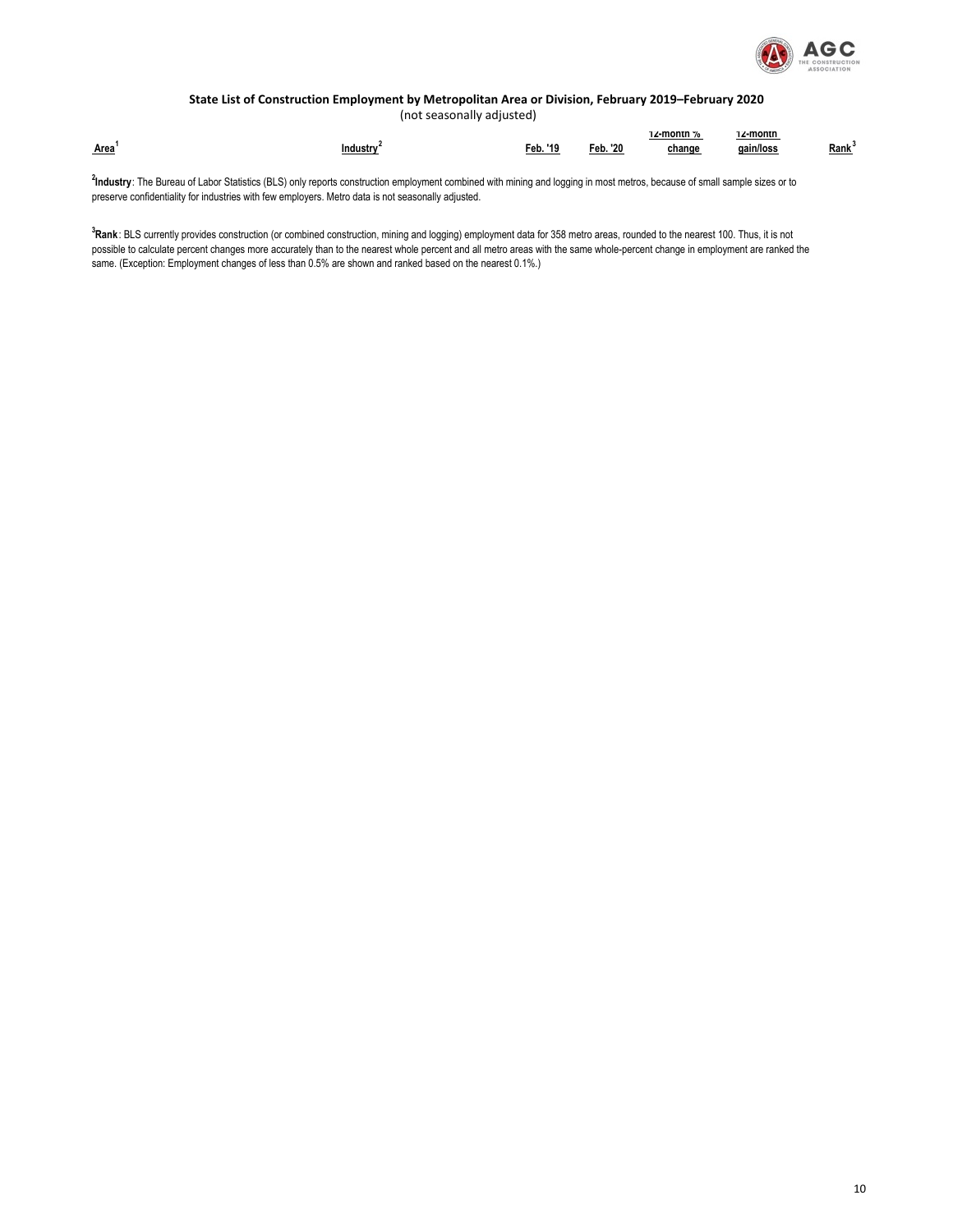### State List of Construction Employment by Metropolitan Area or Division, February 2019–February 2020

(not seasonally adjusted)

| Area[1] | Industry[2] | Feb. '19 | Feb. '20 | 12-month % change | 12-month gain/loss | Rank[3] |
| --- | --- | --- | --- | --- | --- | --- |

[2]**Industry**: The Bureau of Labor Statistics (BLS) only reports construction employment combined with mining and logging in most metros, because of small sample sizes or to preserve confidentiality for industries with few employers. Metro data is not seasonally adjusted.

[3]**Rank**: BLS currently provides construction (or combined construction, mining and logging) employment data for 358 metro areas, rounded to the nearest 100. Thus, it is not possible to calculate percent changes more accurately than to the nearest whole percent and all metro areas with the same whole-percent change in employment are ranked the same. (Exception: Employment changes of less than 0.5% are shown and ranked based on the nearest 0.1%.)